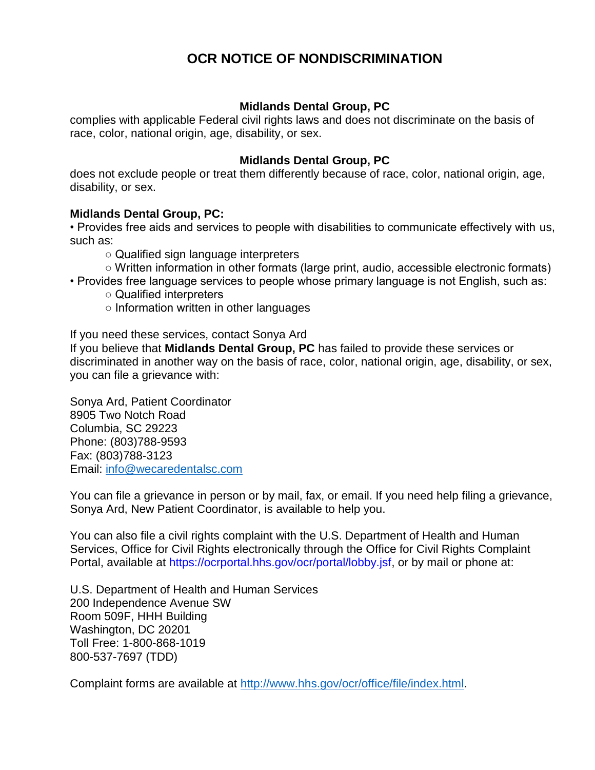# OCR NOTICE OF NONDISCRIMINATION

**Midlands Dental Group, PC**

complies with applicable Federal civil rights laws and does not discriminate on the basis of race, color, national origin, age, disability, or sex.

**Midlands Dental Group, PC**

does not exclude people or treat them differently because of race, color, national origin, age, disability, or sex.

**Midlands Dental Group, PC:**

- Provides free aids and services to people with disabilities to communicate effectively with us, such as:
  - Qualified sign language interpreters
  - Written information in other formats (large print, audio, accessible electronic formats)
- Provides free language services to people whose primary language is not English, such as:
  - Qualified interpreters
  - Information written in other languages

If you need these services, contact Sonya Ard
If you believe that **Midlands Dental Group, PC** has failed to provide these services or discriminated in another way on the basis of race, color, national origin, age, disability, or sex, you can file a grievance with:

Sonya Ard, Patient Coordinator
8905 Two Notch Road
Columbia, SC 29223
Phone: (803)788-9593
Fax: (803)788-3123
Email: info@wecaredentalsc.com

You can file a grievance in person or by mail, fax, or email. If you need help filing a grievance, Sonya Ard, New Patient Coordinator, is available to help you.

You can also file a civil rights complaint with the U.S. Department of Health and Human Services, Office for Civil Rights electronically through the Office for Civil Rights Complaint Portal, available at https://ocrportal.hhs.gov/ocr/portal/lobby.jsf, or by mail or phone at:

U.S. Department of Health and Human Services
200 Independence Avenue SW
Room 509F, HHH Building
Washington, DC 20201
Toll Free: 1-800-868-1019
800-537-7697 (TDD)

Complaint forms are available at http://www.hhs.gov/ocr/office/file/index.html.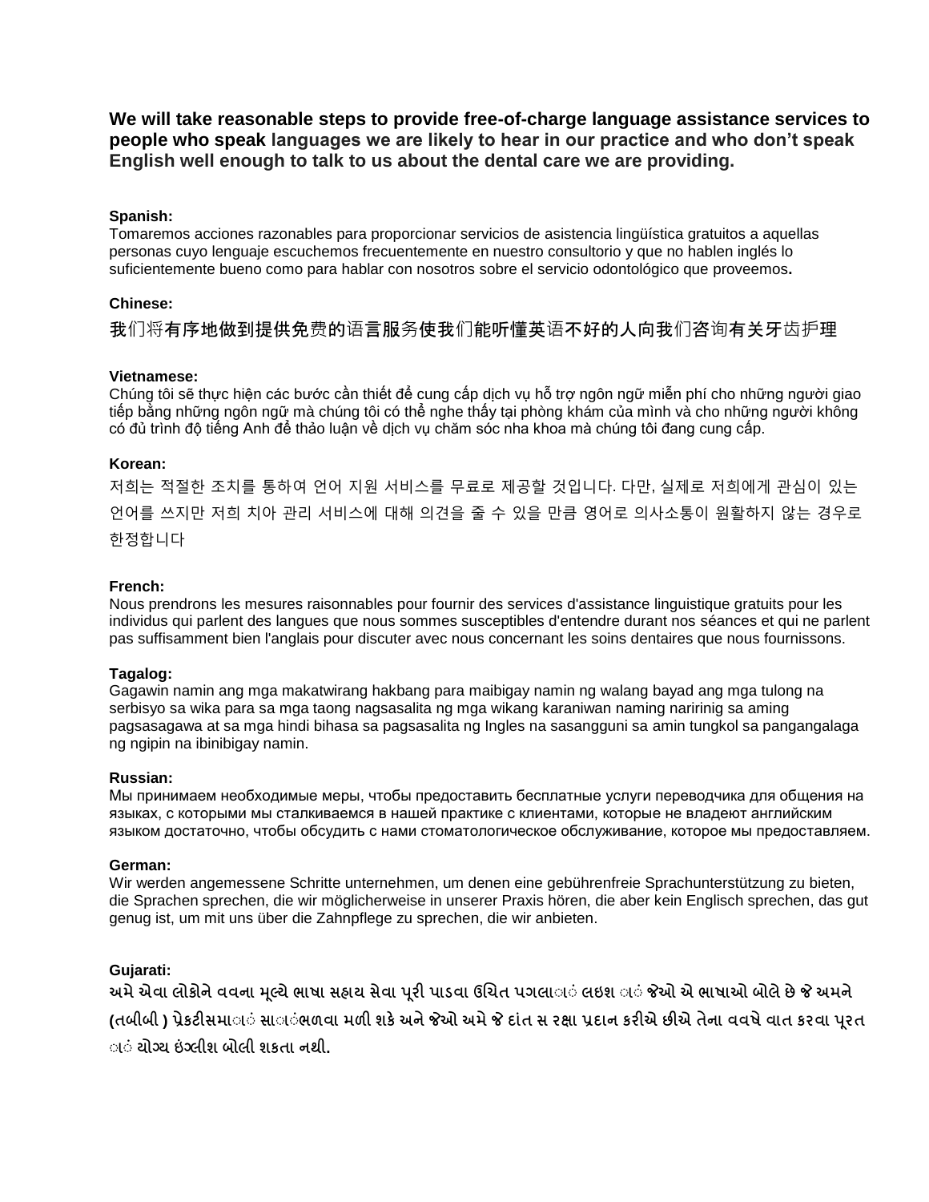**We will take reasonable steps to provide free-of-charge language assistance services to people who speak languages we are likely to hear in our practice and who don't speak English well enough to talk to us about the dental care we are providing.**

**Spanish:**
Tomaremos acciones razonables para proporcionar servicios de asistencia lingüística gratuitos a aquellas personas cuyo lenguaje escuchemos frecuentemente en nuestro consultorio y que no hablen inglés lo suficientemente bueno como para hablar con nosotros sobre el servicio odontológico que proveemos**.**

**Chinese:**
我们将有序地做到提供免费的语言服务使我们能听懂英语不好的人向我们咨询有关牙齿护理

**Vietnamese:**
Chúng tôi sẽ thực hiện các bước cần thiết để cung cấp dịch vụ hỗ trợ ngôn ngữ miễn phí cho những người giao tiếp bằng những ngôn ngữ mà chúng tôi có thể nghe thấy tại phòng khám của mình và cho những người không có đủ trình độ tiếng Anh để thảo luận về dịch vụ chăm sóc nha khoa mà chúng tôi đang cung cấp.

**Korean:**
저희는 적절한 조치를 통하여 언어 지원 서비스를 무료로 제공할 것입니다. 다만, 실제로 저희에게 관심이 있는 언어를 쓰지만 저희 치아 관리 서비스에 대해 의견을 줄 수 있을 만큼 영어로 의사소통이 원활하지 않는 경우로 한정합니다

**French:**
Nous prendrons les mesures raisonnables pour fournir des services d'assistance linguistique gratuits pour les individus qui parlent des langues que nous sommes susceptibles d'entendre durant nos séances et qui ne parlent pas suffisamment bien l'anglais pour discuter avec nous concernant les soins dentaires que nous fournissons.

**Tagalog:**
Gagawin namin ang mga makatwirang hakbang para maibigay namin ng walang bayad ang mga tulong na serbisyo sa wika para sa mga taong nagsasalita ng mga wikang karaniwan naming naririnig sa aming pagsasagawa at sa mga hindi bihasa sa pagsasalita ng Ingles na sasangguni sa amin tungkol sa pangangalaga ng ngipin na ibinibigay namin.

**Russian:**
Мы принимаем необходимые меры, чтобы предоставить бесплатные услуги переводчика для общения на языках, с которыми мы сталкиваемся в нашей практике с клиентами, которые не владеют английским языком достаточно, чтобы обсудить с нами стоматологическое обслуживание, которое мы предоставляем.

**German:**
Wir werden angemessene Schritte unternehmen, um denen eine gebührenfreie Sprachunterstützung zu bieten, die Sprachen sprechen, die wir möglicherweise in unserer Praxis hören, die aber kein Englisch sprechen, das gut genug ist, um mit uns über die Zahnpflege zu sprechen, die wir anbieten.

**Gujarati:**
**અમે એવા લોકોને વવના મૂલ્યે ભાષા સહાય સેવા પૂરી પાડવા ઉચિત પગલાં લઇશ ં જેઓ એ ભાષાઓ બોલે છે જે અમને (તબીબી ) પ્રેકટીસમાં સાંભળવા મળી શકે અને જેઓ અમે જે દાંત સ રક્ષા પ્રદાન કરીએ છીએ તેના વવષે વાત કરવા પૂરત ં યોગ્ય ઇંગ્લીશ બોલી શકતા નથી.**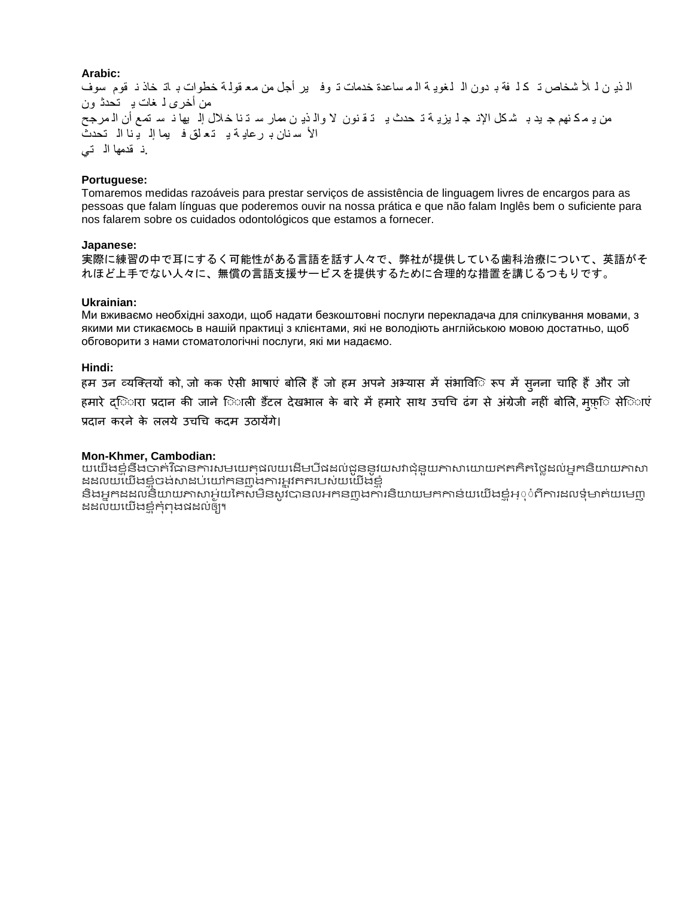**Arabic:**

الذين لا لأشخاص تكلفة بدون اللغوية المساعدة خدمات توفير أجل من معقولة خطوات بإتخاذ قوم سوف من أخرى لغات يتحدثون
من يمكنهم جيد بشكل الإنجليزية تحدث يتقنون لا والذين ممارستنا خلال إليها نستمع أن المرجح الأسنان برعاية يتعلق فيما إلينا التحدث
نقدمها التي.

**Portuguese:**

Tomaremos medidas razoáveis para prestar serviços de assistência de linguagem livres de encargos para as pessoas que falam línguas que poderemos ouvir na nossa prática e que não falam Inglês bem o suficiente para nos falarem sobre os cuidados odontológicos que estamos a fornecer.

**Japanese:**

実際に練習の中で耳にするく可能性がある言語を話す人々で、弊社が提供している歯科治療について、英語がそれほど上手でない人々に、無償の言語支援サービスを提供するために合理的な措置を講じるつもりです。

**Ukrainian:**

Ми вживаємо необхідні заходи, щоб надати безкоштовні послуги перекладача для спілкування мовами, з якими ми стикаємось в нашій практиці з клієнтами, які не володіють англійською мовою достатньо, щоб обговорити з нами стоматологічні послуги, які ми надаємо.

**Hindi:**

हम उन व्यक्तियों को, जो कक ऐसी भाषाएं बोलिे हैं जो हम अपने अभ्यास में संभाविि रूप में सुनना चाहि हैं और जो हमारे द्िारा प्रदान की जाने िाली डैंटल देखभाल के बारे में हमारे साथ उचचि ढंग से अंग्रेजी नहीं बोलिे, मुफ़ि सेिाएं प्रदान करने के ललये उचचि कदम उठायेंगे।

**Mon-Khmer, Cambodian:**

យយើងខ្ញុំនឹងចាត់វិធានការសមយេតុផលយដើមបីផដល់ជូននូវយសវាជំនួយភាសាយោយឥតគិតថ្លៃដល់អ្នកនិយាយភាសាដដលយយើងខ្ញុំចង់សាដប់ឮយៅកនញ្ញងការអ្នវតេករបស់យយើងខ្ញុំ
និងអ្នកដដលនិយាយភាសាអ្ង់យគែសមិនសូវបានលអកនញ្ញងការនិយាយមកកាន់យយើងខ្ញុំអ្ំពីការដលទាំមាត់យមេញដដលយយើងខ្ញុំកំពុងផដល់ឲ្យ។